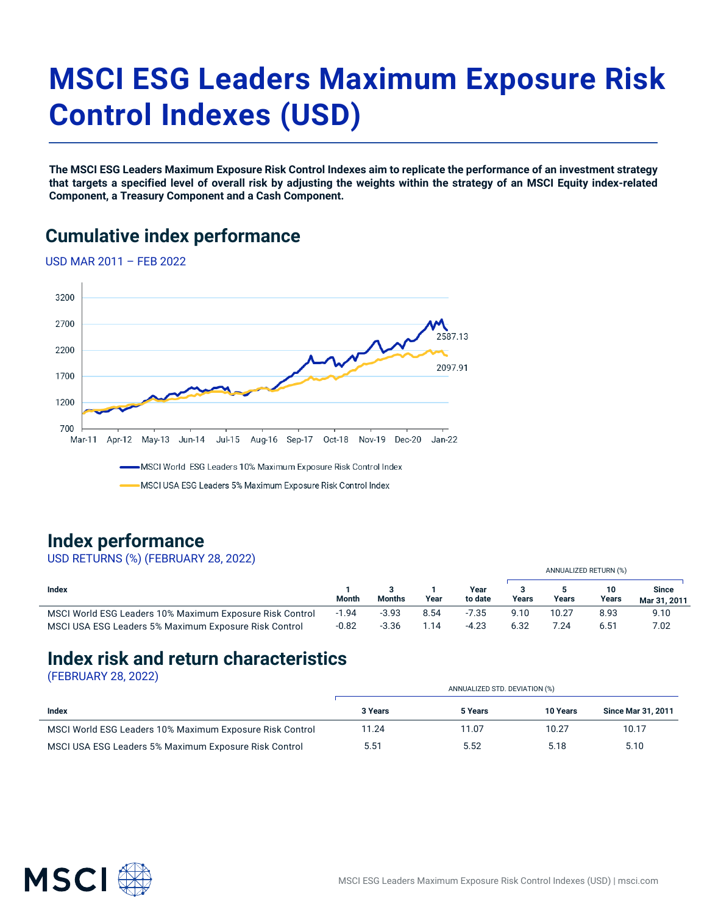# MSCI ESG Leaders Maximum Exposure Risk Control Indexes (USD)

**The MSCI ESG Leaders Maximum Exposure Risk Control Indexes aim to replicate the performance of an investment strategy that targets a specified level of overall risk by adjusting the weights within the strategy of an MSCI Equity index-related Component, a Treasury Component and a Cash Component.**

## Cumulative index performance

USD MAR 2011 – FEB 2022

## Index performance

USD RETURNS (%) (FEBRUARY 28, 2022)

| Index | 1 Month | 3 Months | 1 Year | Year to date | ANNUALIZED RETURN (%) 3 Years | 5 Years | 10 Years | Since Mar 31, 2011 |
|---|---|---|---|---|---|---|---|---|
| MSCI World ESG Leaders 10% Maximum Exposure Risk Control | -1.94 | -3.93 | 8.54 | -7.35 | 9.10 | 10.27 | 8.93 | 9.10 |
| MSCI USA ESG Leaders 5% Maximum Exposure Risk Control | -0.82 | -3.36 | 1.14 | -4.23 | 6.32 | 7.24 | 6.51 | 7.02 |

## Index risk and return characteristics

(FEBRUARY 28, 2022)

| Index | ANNUALIZED STD. DEVIATION (%) 3 Years | 5 Years | 10 Years | Since Mar 31, 2011 |
|---|---|---|---|---|
| MSCI World ESG Leaders 10% Maximum Exposure Risk Control | 11.24 | 11.07 | 10.27 | 10.17 |
| MSCI USA ESG Leaders 5% Maximum Exposure Risk Control | 5.51 | 5.52 | 5.18 | 5.10 |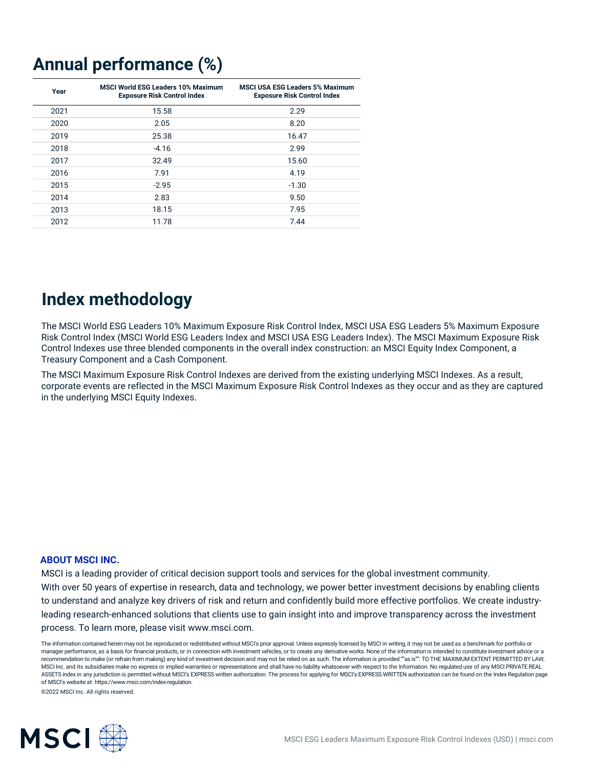## Annual performance (%)

| Year | MSCI World ESG Leaders 10% Maximum Exposure Risk Control Index | MSCI USA ESG Leaders 5% Maximum Exposure Risk Control Index |
|---|---|---|
| 2021 | 15.58 | 2.29 |
| 2020 | 2.05 | 8.20 |
| 2019 | 25.38 | 16.47 |
| 2018 | -4.16 | 2.99 |
| 2017 | 32.49 | 15.60 |
| 2016 | 7.91 | 4.19 |
| 2015 | -2.95 | -1.30 |
| 2014 | 2.83 | 9.50 |
| 2013 | 18.15 | 7.95 |
| 2012 | 11.78 | 7.44 |

## Index methodology

The MSCI World ESG Leaders 10% Maximum Exposure Risk Control Index, MSCI USA ESG Leaders 5% Maximum Exposure Risk Control Index (MSCI World ESG Leaders Index and MSCI USA ESG Leaders Index). The MSCI Maximum Exposure Risk Control Indexes use three blended components in the overall index construction: an MSCI Equity Index Component, a Treasury Component and a Cash Component.

The MSCI Maximum Exposure Risk Control Indexes are derived from the existing underlying MSCI Indexes. As a result, corporate events are reflected in the MSCI Maximum Exposure Risk Control Indexes as they occur and as they are captured in the underlying MSCI Equity Indexes.

**ABOUT MSCI INC.**

MSCI is a leading provider of critical decision support tools and services for the global investment community. With over 50 years of expertise in research, data and technology, we power better investment decisions by enabling clients to understand and analyze key drivers of risk and return and confidently build more effective portfolios. We create industry-leading research-enhanced solutions that clients use to gain insight into and improve transparency across the investment process. To learn more, please visit www.msci.com.

The information contained herein may not be reproduced or redistributed without MSCI's prior approval. Unless expressly licensed by MSCI in writing, it may not be used as a benchmark for portfolio or manager performance, as a basis for financial products, or in connection with investment vehicles, or to create any derivative works. None of the information is intended to constitute investment advice or a recommendation to make (or refrain from making) any kind of investment decision and may not be relied on as such. The information is provided ""as is"". TO THE MAXIMUM EXTENT PERMITTED BY LAW, MSCI Inc. and its subsidiaries make no express or implied warranties or representations and shall have no liability whatsoever with respect to the Information. No regulated use of any MSCI PRIVATE REAL ASSETS index in any jurisdiction is permitted without MSCI's EXPRESS written authorization. The process for applying for MSCI's EXPRESS WRITTEN authorization can be found on the Index Regulation page of MSCI's website at: https://www.msci.com/index-regulation.

©2022 MSCI Inc. All rights reserved.